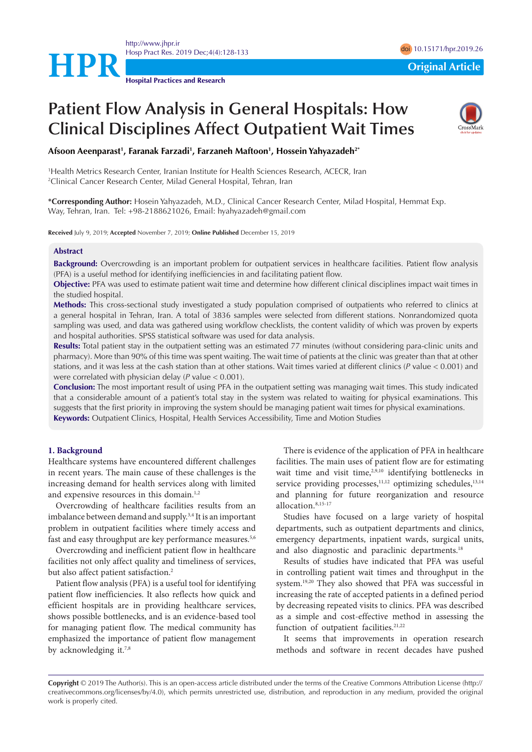# Patient Flow Analysis in General Hospitals: How Clinical Disciplines Affect Outpatient Wait Times

**Afsoon Aeenparast[1], Faranak Farzadi[1], Farzaneh Maftoon[1], Hossein Yahyazadeh[2*]**

[1]Health Metrics Research Center, Iranian Institute for Health Sciences Research, ACECR, Iran
[2]Clinical Cancer Research Center, Milad General Hospital, Tehran, Iran

**\*Corresponding Author:** Hosein Yahyazadeh, M.D., Clinical Cancer Research Center, Milad Hospital, Hemmat Exp. Way, Tehran, Iran. Tel: +98-2188621026, Email: hyahyazadeh@gmail.com

**Received** July 9, 2019; **Accepted** November 7, 2019; **Online Published** December 15, 2019

## Abstract

**Background:** Overcrowding is an important problem for outpatient services in healthcare facilities. Patient flow analysis (PFA) is a useful method for identifying inefficiencies in and facilitating patient flow.

**Objective:** PFA was used to estimate patient wait time and determine how different clinical disciplines impact wait times in the studied hospital.

**Methods:** This cross-sectional study investigated a study population comprised of outpatients who referred to clinics at a general hospital in Tehran, Iran. A total of 3836 samples were selected from different stations. Nonrandomized quota sampling was used, and data was gathered using workflow checklists, the content validity of which was proven by experts and hospital authorities. SPSS statistical software was used for data analysis.

**Results:** Total patient stay in the outpatient setting was an estimated 77 minutes (without considering para-clinic units and pharmacy). More than 90% of this time was spent waiting. The wait time of patients at the clinic was greater than that at other stations, and it was less at the cash station than at other stations. Wait times varied at different clinics ($P$ value $< 0.001$) and were correlated with physician delay ($P$ value $< 0.001$).

**Conclusion:** The most important result of using PFA in the outpatient setting was managing wait times. This study indicated that a considerable amount of a patient's total stay in the system was related to waiting for physical examinations. This suggests that the first priority in improving the system should be managing patient wait times for physical examinations.

**Keywords:** Outpatient Clinics, Hospital, Health Services Accessibility, Time and Motion Studies

## 1. Background

Healthcare systems have encountered different challenges in recent years. The main cause of these challenges is the increasing demand for health services along with limited and expensive resources in this domain.[1,2]

Overcrowding of healthcare facilities results from an imbalance between demand and supply.[3,4] It is an important problem in outpatient facilities where timely access and fast and easy throughput are key performance measures.[5,6]

Overcrowding and inefficient patient flow in healthcare facilities not only affect quality and timeliness of services, but also affect patient satisfaction.[2]

Patient flow analysis (PFA) is a useful tool for identifying patient flow inefficiencies. It also reflects how quick and efficient hospitals are in providing healthcare services, shows possible bottlenecks, and is an evidence-based tool for managing patient flow. The medical community has emphasized the importance of patient flow management by acknowledging it.[7,8]

There is evidence of the application of PFA in healthcare facilities. The main uses of patient flow are for estimating wait time and visit time,[2,9,10] identifying bottlenecks in service providing processes,[11,12] optimizing schedules,[13,14] and planning for future reorganization and resource allocation.[8,15-17]

Studies have focused on a large variety of hospital departments, such as outpatient departments and clinics, emergency departments, inpatient wards, surgical units, and also diagnostic and paraclinic departments.[18]

Results of studies have indicated that PFA was useful in controlling patient wait times and throughput in the system.[19,20] They also showed that PFA was successful in increasing the rate of accepted patients in a defined period by decreasing repeated visits to clinics. PFA was described as a simple and cost-effective method in assessing the function of outpatient facilities.[21,22]

It seems that improvements in operation research methods and software in recent decades have pushed

**Copyright** © 2019 The Author(s). This is an open-access article distributed under the terms of the Creative Commons Attribution License (http://creativecommons.org/licenses/by/4.0), which permits unrestricted use, distribution, and reproduction in any medium, provided the original work is properly cited.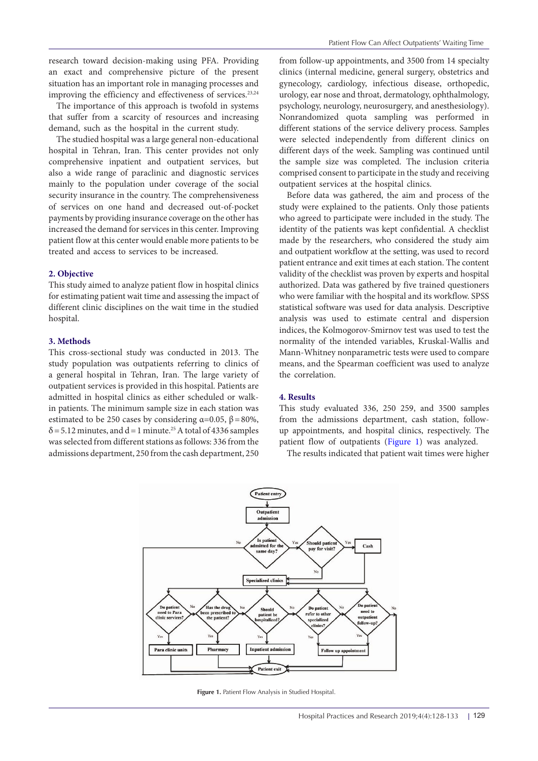research toward decision-making using PFA. Providing an exact and comprehensive picture of the present situation has an important role in managing processes and improving the efficiency and effectiveness of services.[23,24]

The importance of this approach is twofold in systems that suffer from a scarcity of resources and increasing demand, such as the hospital in the current study.

The studied hospital was a large general non-educational hospital in Tehran, Iran. This center provides not only comprehensive inpatient and outpatient services, but also a wide range of paraclinic and diagnostic services mainly to the population under coverage of the social security insurance in the country. The comprehensiveness of services on one hand and decreased out-of-pocket payments by providing insurance coverage on the other has increased the demand for services in this center. Improving patient flow at this center would enable more patients to be treated and access to services to be increased.

## 2. Objective

This study aimed to analyze patient flow in hospital clinics for estimating patient wait time and assessing the impact of different clinic disciplines on the wait time in the studied hospital.

## 3. Methods

This cross-sectional study was conducted in 2013. The study population was outpatients referring to clinics of a general hospital in Tehran, Iran. The large variety of outpatient services is provided in this hospital. Patients are admitted in hospital clinics as either scheduled or walk-in patients. The minimum sample size in each station was estimated to be 250 cases by considering $\alpha$=0.05, $\beta$ = 80%, $\delta$ = 5.12 minutes, and d = 1 minute.[25] A total of 4336 samples was selected from different stations as follows: 336 from the admissions department, 250 from the cash department, 250 from follow-up appointments, and 3500 from 14 specialty clinics (internal medicine, general surgery, obstetrics and gynecology, cardiology, infectious disease, orthopedic, urology, ear nose and throat, dermatology, ophthalmology, psychology, neurology, neurosurgery, and anesthesiology). Nonrandomized quota sampling was performed in different stations of the service delivery process. Samples were selected independently from different clinics on different days of the week. Sampling was continued until the sample size was completed. The inclusion criteria comprised consent to participate in the study and receiving outpatient services at the hospital clinics.

Before data was gathered, the aim and process of the study were explained to the patients. Only those patients who agreed to participate were included in the study. The identity of the patients was kept confidential. A checklist made by the researchers, who considered the study aim and outpatient workflow at the setting, was used to record patient entrance and exit times at each station. The content validity of the checklist was proven by experts and hospital authorized. Data was gathered by five trained questioners who were familiar with the hospital and its workflow. SPSS statistical software was used for data analysis. Descriptive analysis was used to estimate central and dispersion indices, the Kolmogorov-Smirnov test was used to test the normality of the intended variables, Kruskal-Wallis and Mann-Whitney nonparametric tests were used to compare means, and the Spearman coefficient was used to analyze the correlation.

## 4. Results

This study evaluated 336, 250 259, and 3500 samples from the admissions department, cash station, follow-up appointments, and hospital clinics, respectively. The patient flow of outpatients (Figure 1) was analyzed.

The results indicated that patient wait times were higher

**Figure 1.** Patient Flow Analysis in Studied Hospital.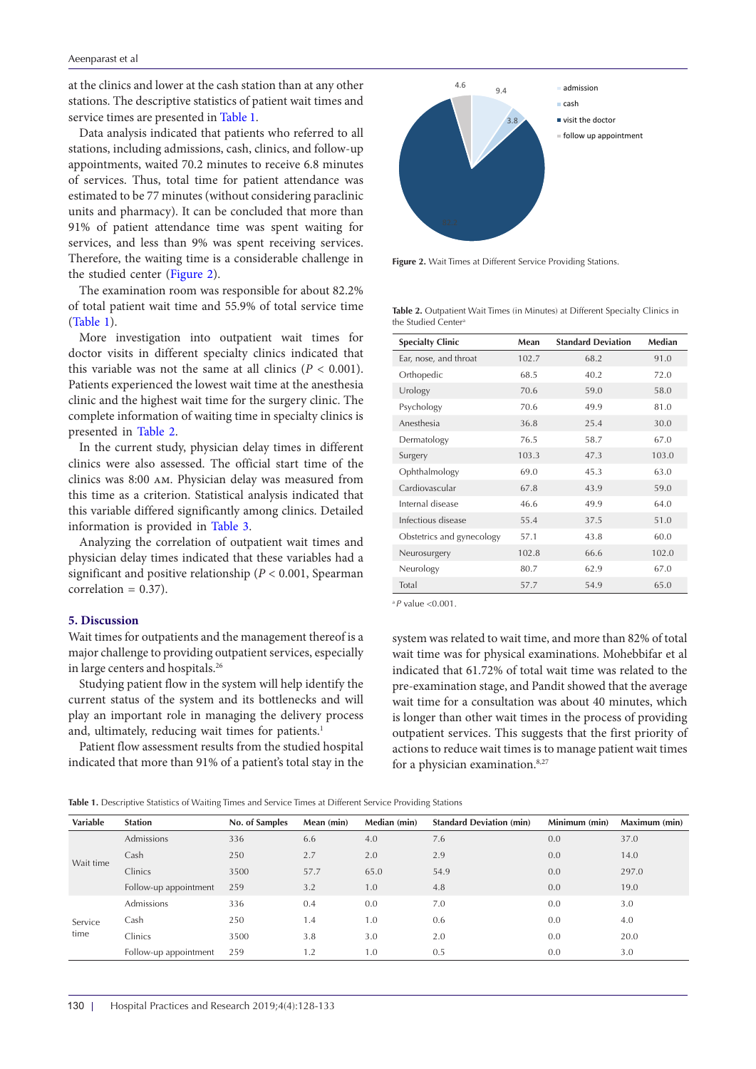at the clinics and lower at the cash station than at any other stations. The descriptive statistics of patient wait times and service times are presented in Table 1.

Data analysis indicated that patients who referred to all stations, including admissions, cash, clinics, and follow-up appointments, waited 70.2 minutes to receive 6.8 minutes of services. Thus, total time for patient attendance was estimated to be 77 minutes (without considering paraclinic units and pharmacy). It can be concluded that more than 91% of patient attendance time was spent waiting for services, and less than 9% was spent receiving services. Therefore, the waiting time is a considerable challenge in the studied center (Figure 2).

The examination room was responsible for about 82.2% of total patient wait time and 55.9% of total service time (Table 1).

More investigation into outpatient wait times for doctor visits in different specialty clinics indicated that this variable was not the same at all clinics ($P$ < 0.001). Patients experienced the lowest wait time at the anesthesia clinic and the highest wait time for the surgery clinic. The complete information of waiting time in specialty clinics is presented in Table 2.

In the current study, physician delay times in different clinics were also assessed. The official start time of the clinics was 8:00 AM. Physician delay was measured from this time as a criterion. Statistical analysis indicated that this variable differed significantly among clinics. Detailed information is provided in Table 3.

Analyzing the correlation of outpatient wait times and physician delay times indicated that these variables had a significant and positive relationship ($P$ < 0.001, Spearman correlation = 0.37).

## 5. Discussion

Wait times for outpatients and the management thereof is a major challenge to providing outpatient services, especially in large centers and hospitals.[26]

Studying patient flow in the system will help identify the current status of the system and its bottlenecks and will play an important role in managing the delivery process and, ultimately, reducing wait times for patients.[1]

Patient flow assessment results from the studied hospital indicated that more than 91% of a patient's total stay in the system was related to wait time, and more than 82% of total wait time was for physical examinations. Mohebbifar et al indicated that 61.72% of total wait time was related to the pre-examination stage, and Pandit showed that the average wait time for a consultation was about 40 minutes, which is longer than other wait times in the process of providing outpatient services. This suggests that the first priority of actions to reduce wait times is to manage patient wait times for a physician examination.[8,27]

**Figure 2.** Wait Times at Different Service Providing Stations.

**Table 2.** Outpatient Wait Times (in Minutes) at Different Specialty Clinics in the Studied Center[a]

| Specialty Clinic | Mean | Standard Deviation | Median |
|---|---|---|---|
| Ear, nose, and throat | 102.7 | 68.2 | 91.0 |
| Orthopedic | 68.5 | 40.2 | 72.0 |
| Urology | 70.6 | 59.0 | 58.0 |
| Psychology | 70.6 | 49.9 | 81.0 |
| Anesthesia | 36.8 | 25.4 | 30.0 |
| Dermatology | 76.5 | 58.7 | 67.0 |
| Surgery | 103.3 | 47.3 | 103.0 |
| Ophthalmology | 69.0 | 45.3 | 63.0 |
| Cardiovascular | 67.8 | 43.9 | 59.0 |
| Internal disease | 46.6 | 49.9 | 64.0 |
| Infectious disease | 55.4 | 37.5 | 51.0 |
| Obstetrics and gynecology | 57.1 | 43.8 | 60.0 |
| Neurosurgery | 102.8 | 66.6 | 102.0 |
| Neurology | 80.7 | 62.9 | 67.0 |
| Total | 57.7 | 54.9 | 65.0 |

[a] $P$ value <0.001.

**Table 1.** Descriptive Statistics of Waiting Times and Service Times at Different Service Providing Stations

| Variable | Station | No. of Samples | Mean (min) | Median (min) | Standard Deviation (min) | Minimum (min) | Maximum (min) |
|---|---|---|---|---|---|---|---|
| Wait time | Admissions | 336 | 6.6 | 4.0 | 7.6 | 0.0 | 37.0 |
| | Cash | 250 | 2.7 | 2.0 | 2.9 | 0.0 | 14.0 |
| | Clinics | 3500 | 57.7 | 65.0 | 54.9 | 0.0 | 297.0 |
| | Follow-up appointment | 259 | 3.2 | 1.0 | 4.8 | 0.0 | 19.0 |
| Service time | Admissions | 336 | 0.4 | 0.0 | 7.0 | 0.0 | 3.0 |
| | Cash | 250 | 1.4 | 1.0 | 0.6 | 0.0 | 4.0 |
| | Clinics | 3500 | 3.8 | 3.0 | 2.0 | 0.0 | 20.0 |
| | Follow-up appointment | 259 | 1.2 | 1.0 | 0.5 | 0.0 | 3.0 |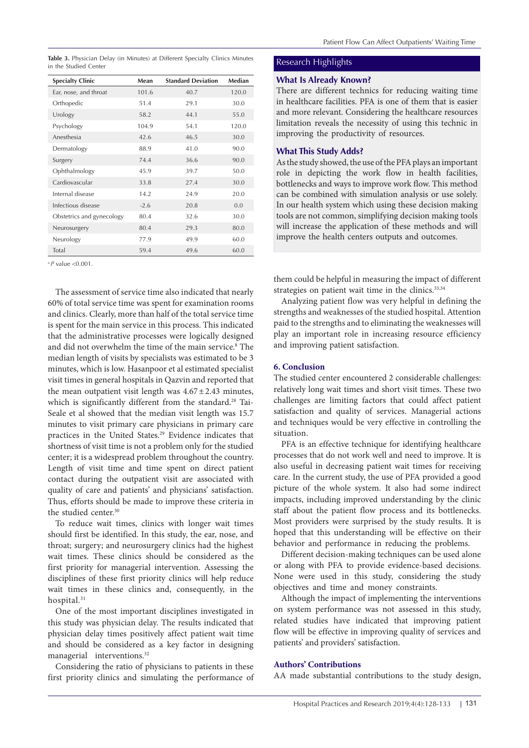**Table 3.** Physician Delay (in Minutes) at Different Specialty Clinics Minutes in the Studied Center

| Specialty Clinic | Mean | Standard Deviation | Median |
|---|---|---|---|
| Ear, nose, and throat | 101.6 | 40.7 | 120.0 |
| Orthopedic | 51.4 | 29.1 | 30.0 |
| Urology | 58.2 | 44.1 | 55.0 |
| Psychology | 104.9 | 54.1 | 120.0 |
| Anesthesia | 42.6 | 46.5 | 30.0 |
| Dermatology | 88.9 | 41.0 | 90.0 |
| Surgery | 74.4 | 36.6 | 90.0 |
| Ophthalmology | 45.9 | 39.7 | 50.0 |
| Cardiovascular | 33.8 | 27.4 | 30.0 |
| Internal disease | 14.2 | 24.9 | 20.0 |
| Infectious disease | -2.6 | 20.8 | 0.0 |
| Obstetrics and gynecology | 80.4 | 32.6 | 30.0 |
| Neurosurgery | 80.4 | 29.3 | 80.0 |
| Neurology | 77.9 | 49.9 | 60.0 |
| Total | 59.4 | 49.6 | 60.0 |

[a] $P$ value <0.001.

The assessment of service time also indicated that nearly 60% of total service time was spent for examination rooms and clinics. Clearly, more than half of the total service time is spent for the main service in this process. This indicated that the administrative processes were logically designed and did not overwhelm the time of the main service.[8] The median length of visits by specialists was estimated to be 3 minutes, which is low. Hasanpoor et al estimated specialist visit times in general hospitals in Qazvin and reported that the mean outpatient visit length was $4.67 \pm 2.43$ minutes, which is significantly different from the standard.[28] Tai-Seale et al showed that the median visit length was 15.7 minutes to visit primary care physicians in primary care practices in the United States.[29] Evidence indicates that shortness of visit time is not a problem only for the studied center; it is a widespread problem throughout the country. Length of visit time and time spent on direct patient contact during the outpatient visit are associated with quality of care and patients' and physicians' satisfaction. Thus, efforts should be made to improve these criteria in the studied center.[30]

To reduce wait times, clinics with longer wait times should first be identified. In this study, the ear, nose, and throat; surgery; and neurosurgery clinics had the highest wait times. These clinics should be considered as the first priority for managerial intervention. Assessing the disciplines of these first priority clinics will help reduce wait times in these clinics and, consequently, in the hospital.[31]

One of the most important disciplines investigated in this study was physician delay. The results indicated that physician delay times positively affect patient wait time and should be considered as a key factor in designing managerial interventions.[32]

Considering the ratio of physicians to patients in these first priority clinics and simulating the performance of them could be helpful in measuring the impact of different strategies on patient wait time in the clinics.[33,34]

Analyzing patient flow was very helpful in defining the strengths and weaknesses of the studied hospital. Attention paid to the strengths and to eliminating the weaknesses will play an important role in increasing resource efficiency and improving patient satisfaction.

## Research Highlights

### What Is Already Known?

There are different technics for reducing waiting time in healthcare facilities. PFA is one of them that is easier and more relevant. Considering the healthcare resources limitation reveals the necessity of using this technic in improving the productivity of resources.

### What This Study Adds?

As the study showed, the use of the PFA plays an important role in depicting the work flow in health facilities, bottlenecks and ways to improve work flow. This method can be combined with simulation analysis or use solely. In our health system which using these decision making tools are not common, simplifying decision making tools will increase the application of these methods and will improve the health centers outputs and outcomes.

## 6. Conclusion

The studied center encountered 2 considerable challenges: relatively long wait times and short visit times. These two challenges are limiting factors that could affect patient satisfaction and quality of services. Managerial actions and techniques would be very effective in controlling the situation.

PFA is an effective technique for identifying healthcare processes that do not work well and need to improve. It is also useful in decreasing patient wait times for receiving care. In the current study, the use of PFA provided a good picture of the whole system. It also had some indirect impacts, including improved understanding by the clinic staff about the patient flow process and its bottlenecks. Most providers were surprised by the study results. It is hoped that this understanding will be effective on their behavior and performance in reducing the problems.

Different decision-making techniques can be used alone or along with PFA to provide evidence-based decisions. None were used in this study, considering the study objectives and time and money constraints.

Although the impact of implementing the interventions on system performance was not assessed in this study, related studies have indicated that improving patient flow will be effective in improving quality of services and patients' and providers' satisfaction.

## Authors' Contributions

AA made substantial contributions to the study design,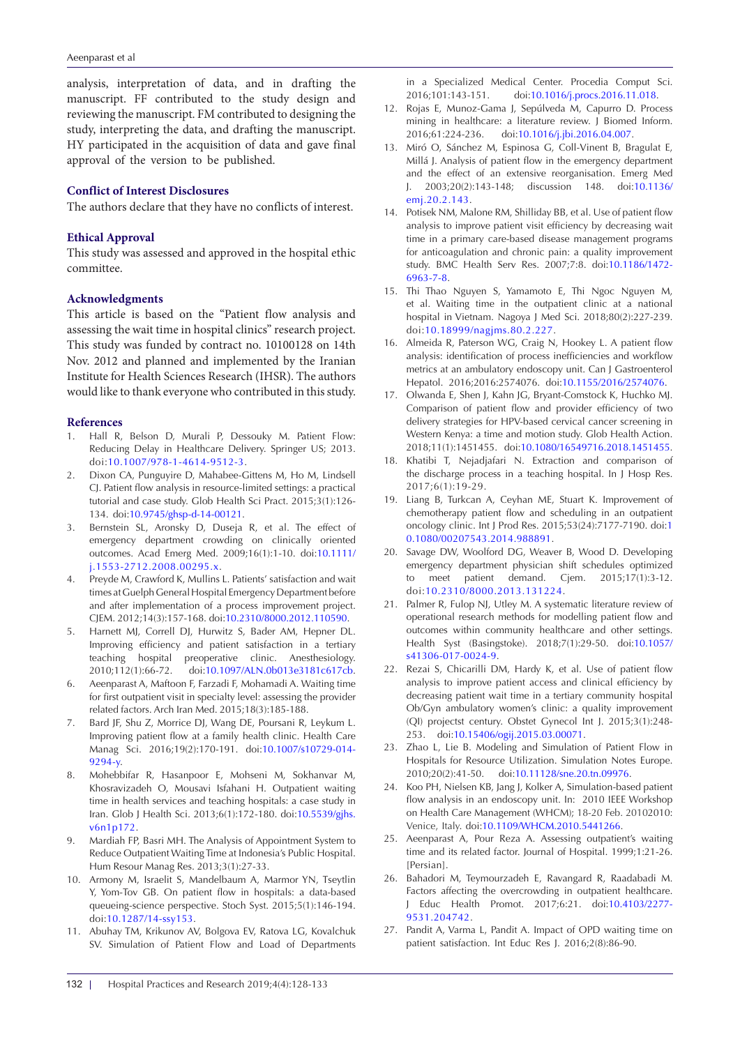analysis, interpretation of data, and in drafting the manuscript. FF contributed to the study design and reviewing the manuscript. FM contributed to designing the study, interpreting the data, and drafting the manuscript. HY participated in the acquisition of data and gave final approval of the version to be published.

### Conflict of Interest Disclosures

The authors declare that they have no conflicts of interest.

### Ethical Approval

This study was assessed and approved in the hospital ethic committee.

### Acknowledgments

This article is based on the "Patient flow analysis and assessing the wait time in hospital clinics" research project. This study was funded by contract no. 10100128 on 14th Nov. 2012 and planned and implemented by the Iranian Institute for Health Sciences Research (IHSR). The authors would like to thank everyone who contributed in this study.

### References

1. Hall R, Belson D, Murali P, Dessouky M. Patient Flow: Reducing Delay in Healthcare Delivery. Springer US; 2013. doi:10.1007/978-1-4614-9512-3.
2. Dixon CA, Punguyire D, Mahabee-Gittens M, Ho M, Lindsell CJ. Patient flow analysis in resource-limited settings: a practical tutorial and case study. Glob Health Sci Pract. 2015;3(1):126-134. doi:10.9745/ghsp-d-14-00121.
3. Bernstein SL, Aronsky D, Duseja R, et al. The effect of emergency department crowding on clinically oriented outcomes. Acad Emerg Med. 2009;16(1):1-10. doi:10.1111/j.1553-2712.2008.00295.x.
4. Preyde M, Crawford K, Mullins L. Patients' satisfaction and wait times at Guelph General Hospital Emergency Department before and after implementation of a process improvement project. CJEM. 2012;14(3):157-168. doi:10.2310/8000.2012.110590.
5. Harnett MJ, Correll DJ, Hurwitz S, Bader AM, Hepner DL. Improving efficiency and patient satisfaction in a tertiary teaching hospital preoperative clinic. Anesthesiology. 2010;112(1):66-72. doi:10.1097/ALN.0b013e3181c617cb.
6. Aeenparast A, Maftoon F, Farzadi F, Mohamadi A. Waiting time for first outpatient visit in specialty level: assessing the provider related factors. Arch Iran Med. 2015;18(3):185-188.
7. Bard JF, Shu Z, Morrice DJ, Wang DE, Poursani R, Leykum L. Improving patient flow at a family health clinic. Health Care Manag Sci. 2016;19(2):170-191. doi:10.1007/s10729-014-9294-y.
8. Mohebbifar R, Hasanpoor E, Mohseni M, Sokhanvar M, Khosravizadeh O, Mousavi Isfahani H. Outpatient waiting time in health services and teaching hospitals: a case study in Iran. Glob J Health Sci. 2013;6(1):172-180. doi:10.5539/gjhs.v6n1p172.
9. Mardiah FP, Basri MH. The Analysis of Appointment System to Reduce Outpatient Waiting Time at Indonesia's Public Hospital. Hum Resour Manag Res. 2013;3(1):27-33.
10. Armony M, Israelit S, Mandelbaum A, Marmor YN, Tseytlin Y, Yom-Tov GB. On patient flow in hospitals: a data-based queueing-science perspective. Stoch Syst. 2015;5(1):146-194. doi:10.1287/14-ssy153.
11. Abuhay TM, Krikunov AV, Bolgova EV, Ratova LG, Kovalchuk SV. Simulation of Patient Flow and Load of Departments in a Specialized Medical Center. Procedia Comput Sci. 2016;101:143-151. doi:10.1016/j.procs.2016.11.018.
12. Rojas E, Munoz-Gama J, Sepúlveda M, Capurro D. Process mining in healthcare: a literature review. J Biomed Inform. 2016;61:224-236. doi:10.1016/j.jbi.2016.04.007.
13. Miró O, Sánchez M, Espinosa G, Coll-Vinent B, Bragulat E, Millá J. Analysis of patient flow in the emergency department and the effect of an extensive reorganisation. Emerg Med J. 2003;20(2):143-148; discussion 148. doi:10.1136/emj.20.2.143.
14. Potisek NM, Malone RM, Shilliday BB, et al. Use of patient flow analysis to improve patient visit efficiency by decreasing wait time in a primary care-based disease management programs for anticoagulation and chronic pain: a quality improvement study. BMC Health Serv Res. 2007;7:8. doi:10.1186/1472-6963-7-8.
15. Thi Thao Nguyen S, Yamamoto E, Thi Ngoc Nguyen M, et al. Waiting time in the outpatient clinic at a national hospital in Vietnam. Nagoya J Med Sci. 2018;80(2):227-239. doi:10.18999/nagjms.80.2.227.
16. Almeida R, Paterson WG, Craig N, Hookey L. A patient flow analysis: identification of process inefficiencies and workflow metrics at an ambulatory endoscopy unit. Can J Gastroenterol Hepatol. 2016;2016:2574076. doi:10.1155/2016/2574076.
17. Olwanda E, Shen J, Kahn JG, Bryant-Comstock K, Huchko MJ. Comparison of patient flow and provider efficiency of two delivery strategies for HPV-based cervical cancer screening in Western Kenya: a time and motion study. Glob Health Action. 2018;11(1):1451455. doi:10.1080/16549716.2018.1451455.
18. Khatibi T, Nejadjafari N. Extraction and comparison of the discharge process in a teaching hospital. In J Hosp Res. 2017;6(1):19-29.
19. Liang B, Turkcan A, Ceyhan ME, Stuart K. Improvement of chemotherapy patient flow and scheduling in an outpatient oncology clinic. Int J Prod Res. 2015;53(24):7177-7190. doi:10.1080/00207543.2014.988891.
20. Savage DW, Woolford DG, Weaver B, Wood D. Developing emergency department physician shift schedules optimized to meet patient demand. Cjem. 2015;17(1):3-12. doi:10.2310/8000.2013.131224.
21. Palmer R, Fulop NJ, Utley M. A systematic literature review of operational research methods for modelling patient flow and outcomes within community healthcare and other settings. Health Syst (Basingstoke). 2018;7(1):29-50. doi:10.1057/s41306-017-0024-9.
22. Rezai S, Chicarilli DM, Hardy K, et al. Use of patient flow analysis to improve patient access and clinical efficiency by decreasing patient wait time in a tertiary community hospital Ob/Gyn ambulatory women's clinic: a quality improvement (QI) projectst century. Obstet Gynecol Int J. 2015;3(1):248-253. doi:10.15406/ogij.2015.03.00071.
23. Zhao L, Lie B. Modeling and Simulation of Patient Flow in Hospitals for Resource Utilization. Simulation Notes Europe. 2010;20(2):41-50. doi:10.11128/sne.20.tn.09976.
24. Koo PH, Nielsen KB, Jang J, Kolker A, Simulation-based patient flow analysis in an endoscopy unit. In: 2010 IEEE Workshop on Health Care Management (WHCM); 18-20 Feb. 20102010: Venice, Italy. doi:10.1109/WHCM.2010.5441266.
25. Aeenparast A, Pour Reza A. Assessing outpatient's waiting time and its related factor. Journal of Hospital. 1999;1:21-26. [Persian].
26. Bahadori M, Teymourzadeh E, Ravangard R, Raadabadi M. Factors affecting the overcrowding in outpatient healthcare. J Educ Health Promot. 2017;6:21. doi:10.4103/2277-9531.204742.
27. Pandit A, Varma L, Pandit A. Impact of OPD waiting time on patient satisfaction. Int Educ Res J. 2016;2(8):86-90.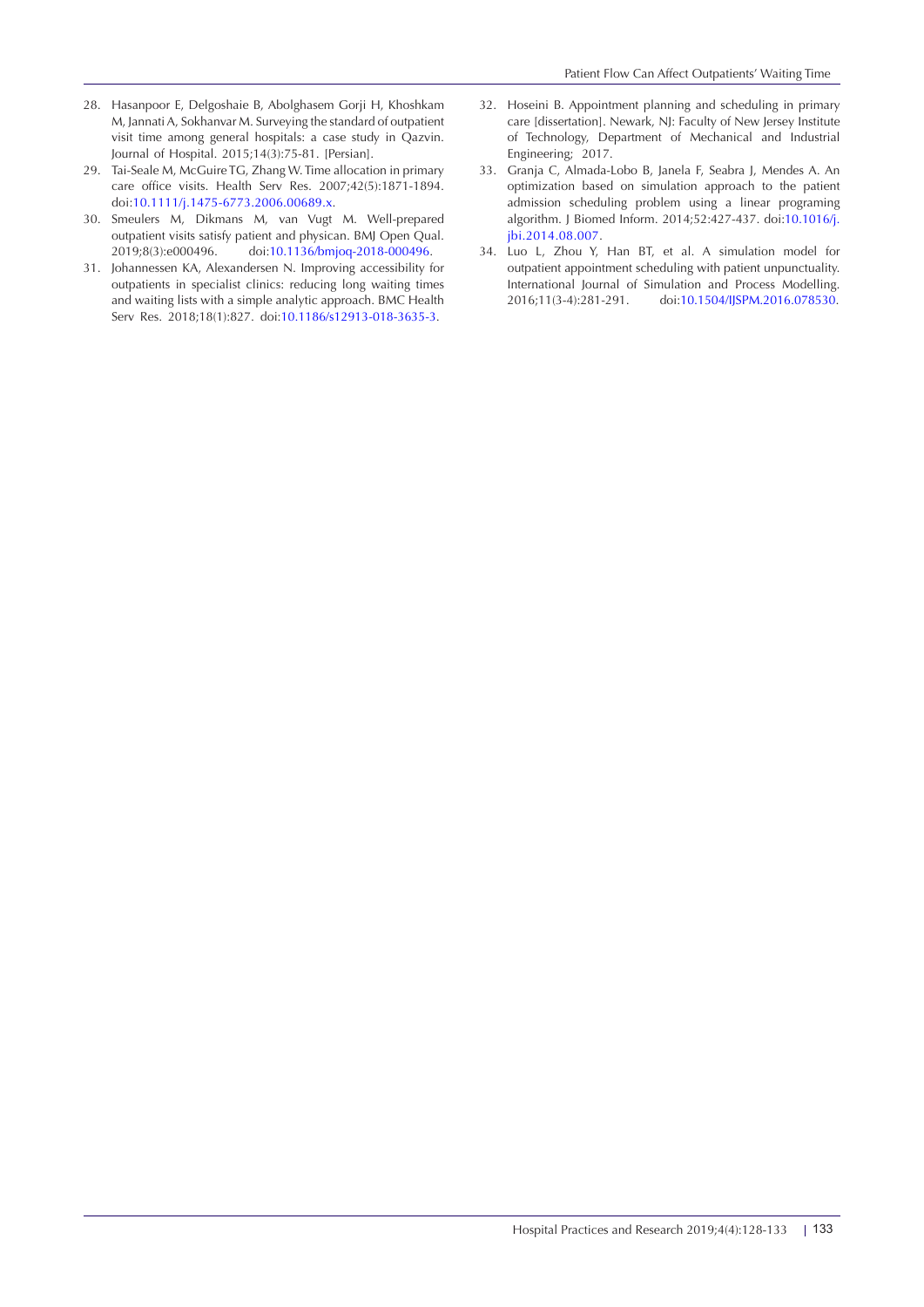28. Hasanpoor E, Delgoshaie B, Abolghasem Gorji H, Khoshkam M, Jannati A, Sokhanvar M. Surveying the standard of outpatient visit time among general hospitals: a case study in Qazvin. Journal of Hospital. 2015;14(3):75-81. [Persian].
29. Tai-Seale M, McGuire TG, Zhang W. Time allocation in primary care office visits. Health Serv Res. 2007;42(5):1871-1894. doi:10.1111/j.1475-6773.2006.00689.x.
30. Smeulers M, Dikmans M, van Vugt M. Well-prepared outpatient visits satisfy patient and physican. BMJ Open Qual. 2019;8(3):e000496. doi:10.1136/bmjoq-2018-000496.
31. Johannessen KA, Alexandersen N. Improving accessibility for outpatients in specialist clinics: reducing long waiting times and waiting lists with a simple analytic approach. BMC Health Serv Res. 2018;18(1):827. doi:10.1186/s12913-018-3635-3.
32. Hoseini B. Appointment planning and scheduling in primary care [dissertation]. Newark, NJ: Faculty of New Jersey Institute of Technology, Department of Mechanical and Industrial Engineering; 2017.
33. Granja C, Almada-Lobo B, Janela F, Seabra J, Mendes A. An optimization based on simulation approach to the patient admission scheduling problem using a linear programing algorithm. J Biomed Inform. 2014;52:427-437. doi:10.1016/j.jbi.2014.08.007.
34. Luo L, Zhou Y, Han BT, et al. A simulation model for outpatient appointment scheduling with patient unpunctuality. International Journal of Simulation and Process Modelling. 2016;11(3-4):281-291. doi:10.1504/IJSPM.2016.078530.